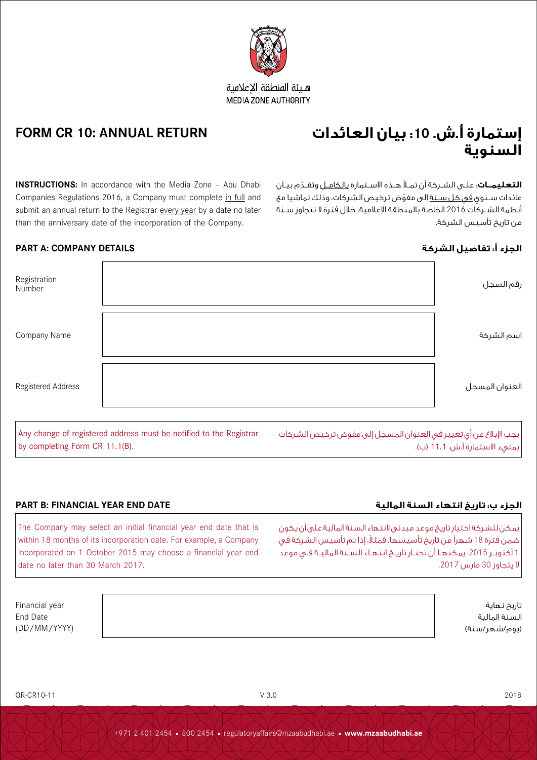هيئة المنطقة الإعلامية
MEDIA ZONE AUTHORITY

# FORM CR 10: ANNUAL RETURN

# إستمارة أ.ش. 10: بيان العائدات السنوية

**INSTRUCTIONS:** In accordance with the Media Zone – Abu Dhabi Companies Regulations 2016, a Company must complete in full and submit an annual return to the Registrar every year by a date no later than the anniversary date of the incorporation of the Company.

**التعليمات**: على الشركة أن تملأ هذه الاستمارة بالكامل وتقدّم بيان عائدات سنوي في كل سنة إلى مفوّض ترخيص الشركات، وذلك تماشيا مع أنظمة الشركات 2016 الخاصة بالمنطقة الإعلامية، خلال فترة لا تتجاوز سنة من تاريخ تأسيس الشركة.

## PART A: COMPANY DETAILS

## الجزء أ: تفاصيل الشركة

| | | |
|---|---|---|
| Registration Number | | رقم السجل |
| Company Name | | اسم الشركة |
| Registered Address | | العنوان المسجل |

Any change of registered address must be notified to the Registrar by completing Form CR 11.1(B).

يجب الإبلاغ عن أي تغيير في العنوان المسجل إلى مفوض ترخيص الشركات بملىء الاستمارة أ.ش. 11.1 (ب).

## PART B: FINANCIAL YEAR END DATE

## الجزء ب: تاريخ انتهاء السنة المالية

The Company may select an initial financial year end date that is within 18 months of its incorporation date. For example, a Company incorporated on 1 October 2015 may choose a financial year end date no later than 30 March 2017.

يمكن للشركة اختيار تاريخ موعد مبدئي لانتهاء السنة المالية على أن يكون ضمن فترة 18 شهراً من تاريخ تأسيسها. فمثلاً، إذا تم تأسيس الشركة في 1 أكتوبر 2015، يمكنها أن تختار تاريخ انتهاء السنة المالية في موعد لا يتجاوز 30 مارس 2017.

| | | |
|---|---|---|
| Financial year End Date (DD/MM/YYYY) | | تاريخ نهاية السنة المالية (يوم/شهر/سنة) |

QR-CR10-11 V 3.0 2018

+971 2 401 2454 • 800 2454 • regulatoryaffairs@mzaabudhabi.ae • **www.mzaabudhabi.ae**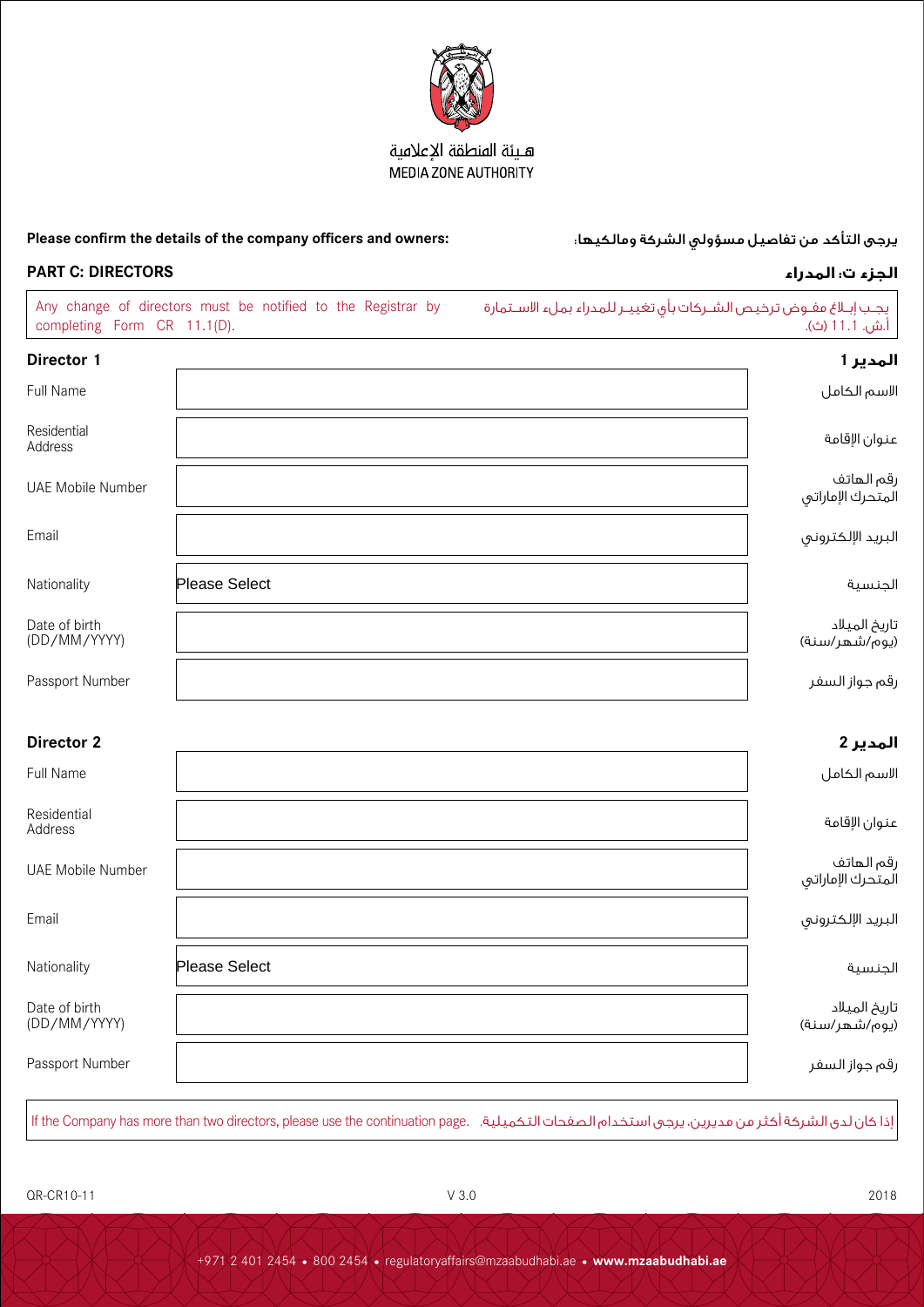هيئة المنطقة الإعلامية
MEDIA ZONE AUTHORITY

**Please confirm the details of the company officers and owners:**

**يرجى التأكد من تفاصيل مسؤولي الشركة ومالكيها:**

## PART C: DIRECTORS

## الجزء ت: المدراء

Any change of directors must be notified to the Registrar by completing Form CR 11.1(D).

يجب إبلاغ مفوض ترخيص الشركات بأي تغيير للمدراء بملء الاستمارة أ.ش. 11.1 (ث).

### Director 1 / المدير 1

| Field | | الحقل |
|---|---|---|
| Full Name | | الاسم الكامل |
| Residential Address | | عنوان الإقامة |
| UAE Mobile Number | | رقم الهاتف المتحرك الإماراتي |
| Email | | البريد الإلكتروني |
| Nationality | Please Select | الجنسية |
| Date of birth (DD/MM/YYYY) | | تاريخ الميلاد (يوم/شهر/سنة) |
| Passport Number | | رقم جواز السفر |

### Director 2 / المدير 2

| Field | | الحقل |
|---|---|---|
| Full Name | | الاسم الكامل |
| Residential Address | | عنوان الإقامة |
| UAE Mobile Number | | رقم الهاتف المتحرك الإماراتي |
| Email | | البريد الإلكتروني |
| Nationality | Please Select | الجنسية |
| Date of birth (DD/MM/YYYY) | | تاريخ الميلاد (يوم/شهر/سنة) |
| Passport Number | | رقم جواز السفر |

If the Company has more than two directors, please use the continuation page. إذا كان لدى الشركة أكثر من مديرين، يرجى استخدام الصفحات التكميلية.

QR-CR10-11 V 3.0 2018

+971 2 401 2454 • 800 2454 • regulatoryaffairs@mzaabudhabi.ae • **www.mzaabudhabi.ae**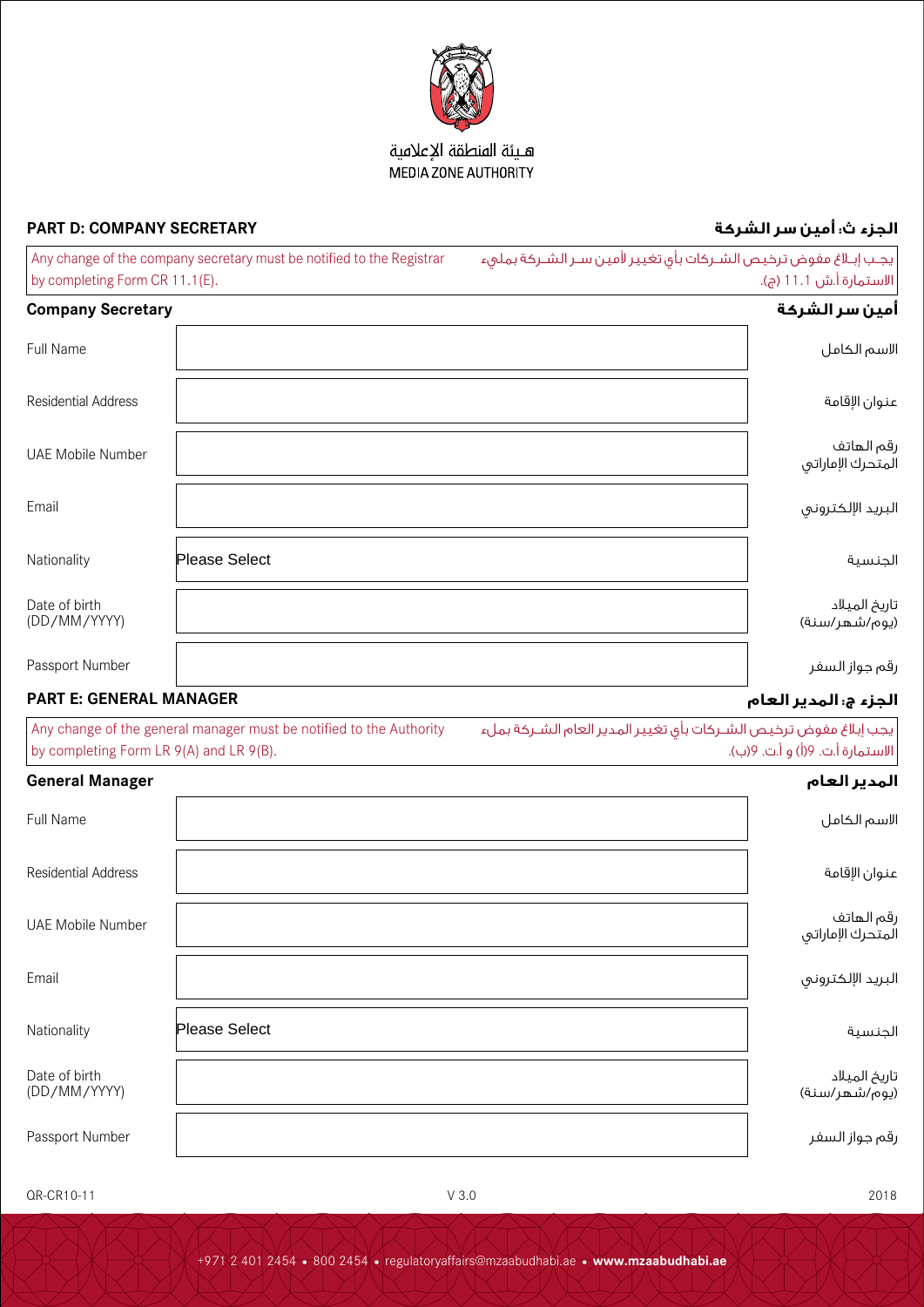هـيئة المنطقة الإعلامية
MEDIA ZONE AUTHORITY

## PART D: COMPANY SECRETARY / الجزء ث: أمين سر الشركة

Any change of the company secretary must be notified to the Registrar by completing Form CR 11.1(E).

يجـب إبـلاغ مفوض ترخيـص الشـركات بأي تغيير لأمين سـر الشـركة بملىء الاستمارة أ.ش 11.1 (ج).

### Company Secretary / أمين سر الشركة

| | | |
|---|---|---|
| Full Name | | الاسم الكامل |
| Residential Address | | عنوان الإقامة |
| UAE Mobile Number | | رقم الهاتف المتحرك الإماراتي |
| Email | | البريد الإلكتروني |
| Nationality | Please Select | الجنسية |
| Date of birth (DD/MM/YYYY) | | تاريخ الميلاد (يوم/شهر/سنة) |
| Passport Number | | رقم جواز السفر |

## PART E: GENERAL MANAGER / الجزء ج: المدير العام

Any change of the general manager must be notified to the Authority by completing Form LR 9(A) and LR 9(B).

يجب إبلاغ مفوض ترخيـص الشـركات بأي تغيير المدير العام الشـركة بملء الاستمارة أ.ت. 9(أ) و أ.ت. 9(ب).

### General Manager / المدير العام

| | | |
|---|---|---|
| Full Name | | الاسم الكامل |
| Residential Address | | عنوان الإقامة |
| UAE Mobile Number | | رقم الهاتف المتحرك الإماراتي |
| Email | | البريد الإلكتروني |
| Nationality | Please Select | الجنسية |
| Date of birth (DD/MM/YYYY) | | تاريخ الميلاد (يوم/شهر/سنة) |
| Passport Number | | رقم جواز السفر |

QR-CR10-11 V 3.0 2018

+971 2 401 2454 • 800 2454 • regulatoryaffairs@mzaabudhabi.ae • **www.mzaabudhabi.ae**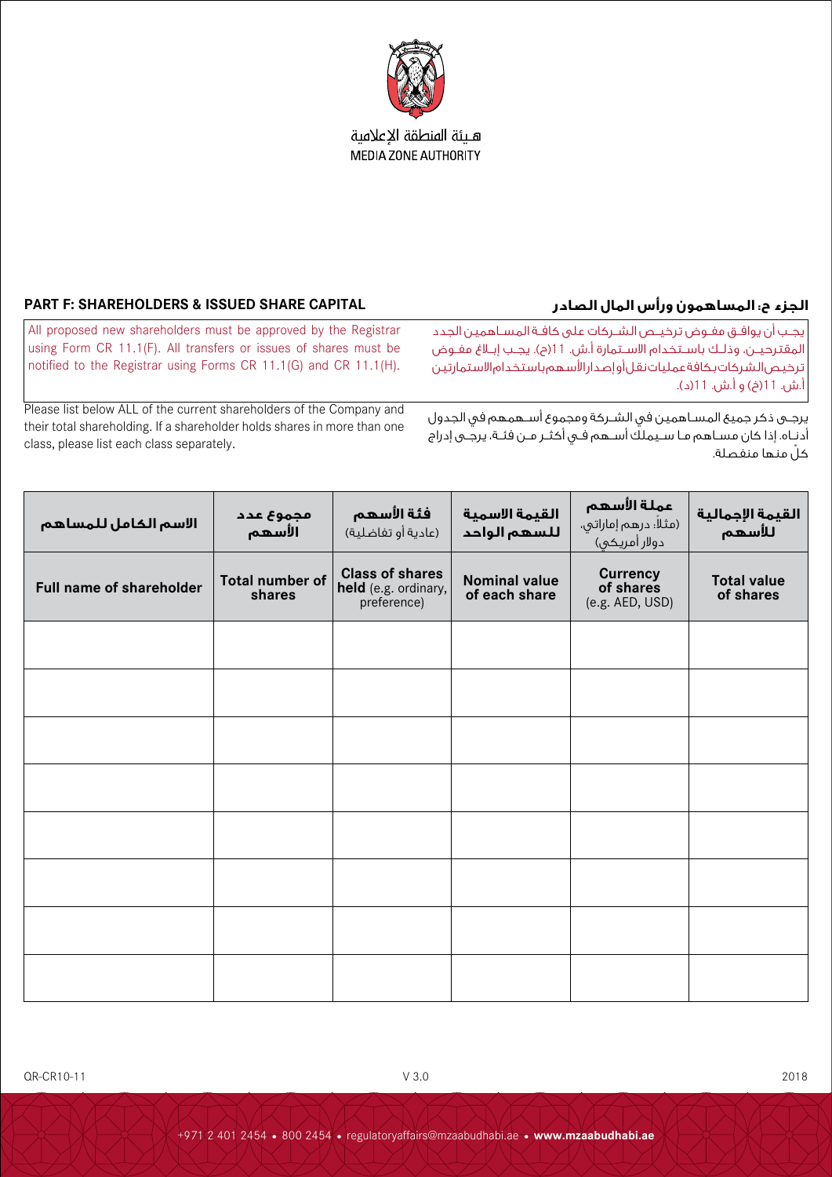هيئة المنطقة الإعلامية
MEDIA ZONE AUTHORITY

## PART F: SHAREHOLDERS & ISSUED SHARE CAPITAL

## الجزء ح: المساهمون ورأس المال الصادر

All proposed new shareholders must be approved by the Registrar using Form CR 11.1(F). All transfers or issues of shares must be notified to the Registrar using Forms CR 11.1(G) and CR 11.1(H).

يجب أن يوافق مفوض ترخيص الشركات على كافة المساهمين الجدد المقترحين، وذلك باستخدام الاستمارة أ.ش. 11(ح). يجب إبلاغ مفوض ترخيص الشركات بكافة عمليات نقل أو إصدار الأسهم باستخدام الاستمارتين أ.ش. 11(خ) و أ.ش. 11(د).

Please list below ALL of the current shareholders of the Company and their total shareholding. If a shareholder holds shares in more than one class, please list each class separately.

يرجى ذكر جميع المساهمين في الشركة ومجموع أسهمهم في الجدول أدناه. إذا كان مساهم ما سيملك أسهم في أكثر من فئة، يرجى إدراج كلٍّ منها منفصلة.

| الاسم الكامل للمساهم | مجموع عدد الأسهم | فئة الأسهم (عادية أو تفاضلية) | القيمة الاسمية للسهم الواحد | عملة الأسهم (مثلاً: درهم إماراتي، دولار أمريكي) | القيمة الإجمالية للأسهم |
|---|---|---|---|---|---|
| **Full name of shareholder** | **Total number of shares** | **Class of shares held** (e.g. ordinary, preference) | **Nominal value of each share** | **Currency of shares** (e.g. AED, USD) | **Total value of shares** |
| | | | | | |
| | | | | | |
| | | | | | |
| | | | | | |
| | | | | | |
| | | | | | |
| | | | | | |
| | | | | | |

QR-CR10-11 V 3.0 2018

+971 2 401 2454 • 800 2454 • regulatoryaffairs@mzaabudhabi.ae • **www.mzaabudhabi.ae**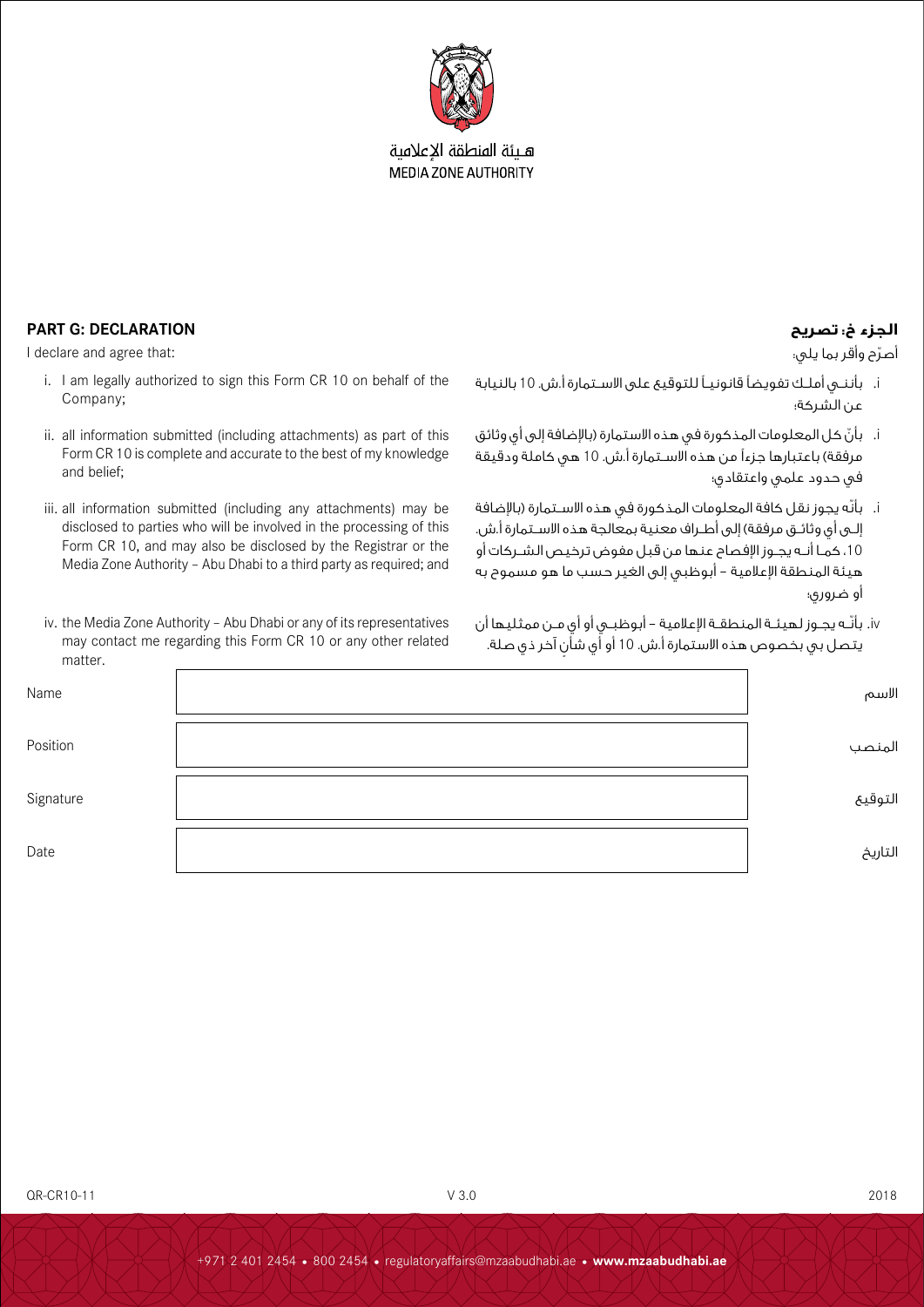هيئة المنطقة الإعلامية
MEDIA ZONE AUTHORITY

## PART G: DECLARATION

I declare and agree that:

i. I am legally authorized to sign this Form CR 10 on behalf of the Company;

ii. all information submitted (including attachments) as part of this Form CR 10 is complete and accurate to the best of my knowledge and belief;

iii. all information submitted (including any attachments) may be disclosed to parties who will be involved in the processing of this Form CR 10, and may also be disclosed by the Registrar or the Media Zone Authority – Abu Dhabi to a third party as required; and

iv. the Media Zone Authority – Abu Dhabi or any of its representatives may contact me regarding this Form CR 10 or any other related matter.

## الجزء خ: تصريح

أصرّح وأقر بما يلي:

i. بأنني أملك تفويضاً قانونياً للتوقيع على الاستمارة أ.ش. 10 بالنيابة عن الشركة؛

i. بأنّ كل المعلومات المذكورة في هذه الاستمارة (بالإضافة إلى أي وثائق مرفقة) باعتبارها جزءاً من هذه الاستمارة أ.ش. 10 هي كاملة ودقيقة في حدود علمي واعتقادي؛

i. بأنّه يجوز نقل كافة المعلومات المذكورة في هذه الاستمارة (بالإضافة إلى أي وثائق مرفقة) إلى أطراف معنية بمعالجة هذه الاستمارة أ.ش. 10، كما أنه يجوز الإفصاح عنها من قبل مفوض ترخيص الشركات أو هيئة المنطقة الإعلامية – أبوظبي إلى الغير حسب ما هو مسموح به أو ضروري؛

iv. بأنّه يجوز لهيئة المنطقة الإعلامية – أبوظبي أو أي من ممثليها أن يتصل بي بخصوص هذه الاستمارة أ.ش. 10 أو أي شأنٍ آخر ذي صلة.

| | | |
|---|---|---|
| Name | | الاسم |
| Position | | المنصب |
| Signature | | التوقيع |
| Date | | التاريخ |

QR-CR10-11 V 3.0 2018

+971 2 401 2454 • 800 2454 • regulatoryaffairs@mzaabudhabi.ae • **www.mzaabudhabi.ae**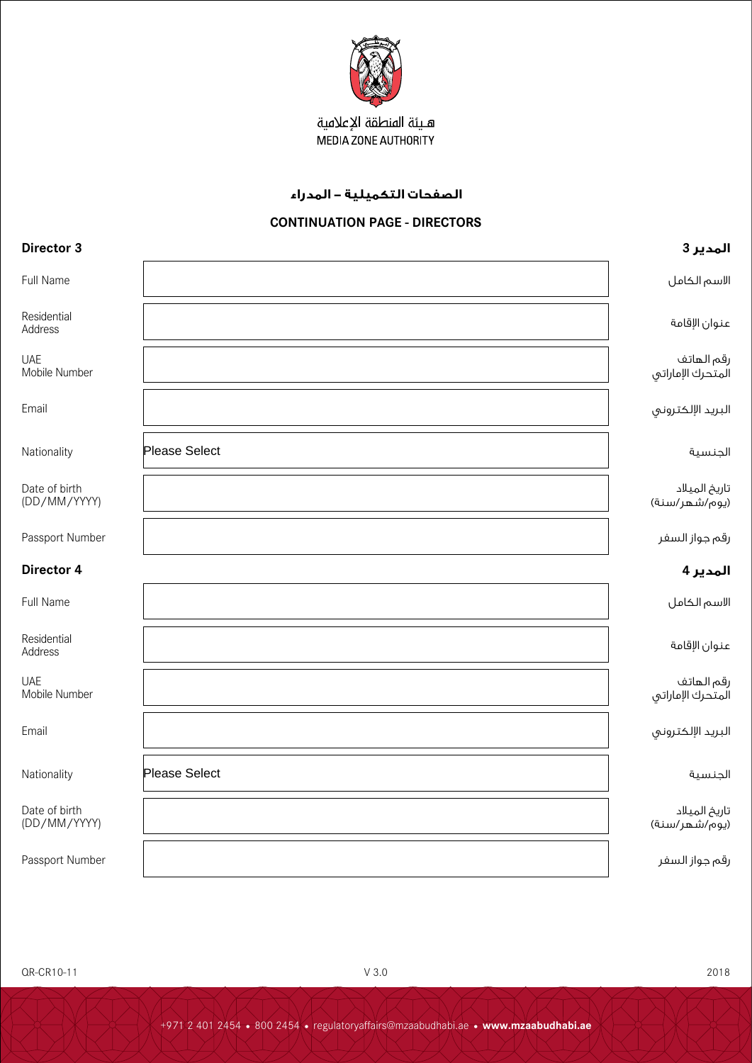هـيئة المنطقة الإعلامية
MEDIA ZONE AUTHORITY

# الصفحات التكميلية – المدراء

## CONTINUATION PAGE - DIRECTORS

### Director 3 / المدير 3

| | | |
|---|---|---|
| Full Name | | الاسم الكامل |
| Residential Address | | عنوان الإقامة |
| UAE Mobile Number | | رقم الهاتف المتحرك الإماراتي |
| Email | | البريد الإلكتروني |
| Nationality | Please Select | الجنسية |
| Date of birth (DD/MM/YYYY) | | تاريخ الميلاد (يوم/شهر/سنة) |
| Passport Number | | رقم جواز السفر |

### Director 4 / المدير 4

| | | |
|---|---|---|
| Full Name | | الاسم الكامل |
| Residential Address | | عنوان الإقامة |
| UAE Mobile Number | | رقم الهاتف المتحرك الإماراتي |
| Email | | البريد الإلكتروني |
| Nationality | Please Select | الجنسية |
| Date of birth (DD/MM/YYYY) | | تاريخ الميلاد (يوم/شهر/سنة) |
| Passport Number | | رقم جواز السفر |

QR-CR10-11 V 3.0 2018

+971 2 401 2454 • 800 2454 • regulatoryaffairs@mzaabudhabi.ae • **www.mzaabudhabi.ae**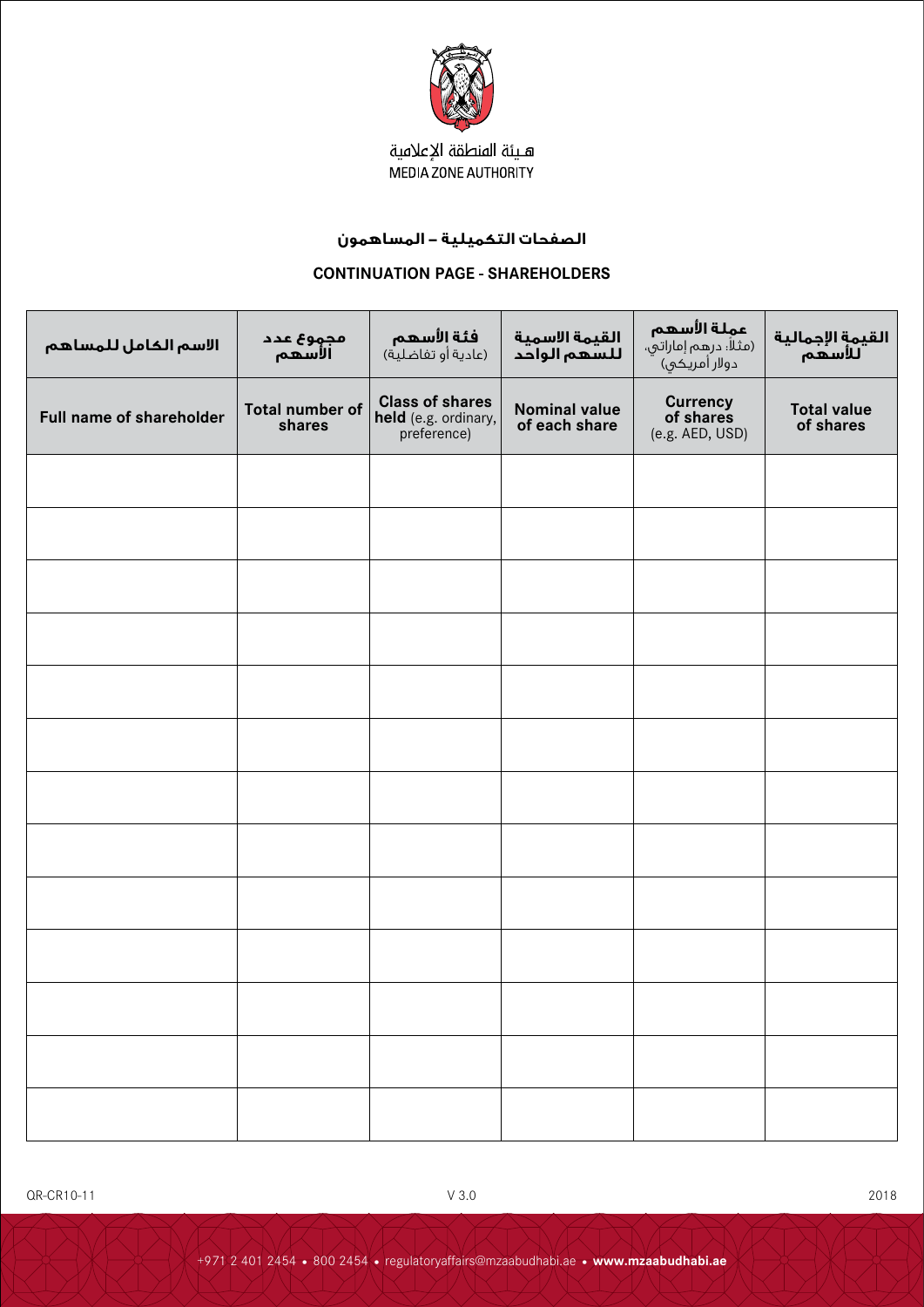هـيئة المنطقة الإعلامية
MEDIA ZONE AUTHORITY

## الصفحات التكميلية – المساهمون

## CONTINUATION PAGE - SHAREHOLDERS

| الاسم الكامل للمساهم | مجموع عدد الأسهم | فئة الأسهم (عادية أو تفاضلية) | القيمة الاسمية للسهم الواحد | عملة الأسهم (مثلاً: درهم إماراتي، دولار أمريكي) | القيمة الإجمالية للأسهم |
|---|---|---|---|---|---|
| **Full name of shareholder** | **Total number of shares** | **Class of shares held** (e.g. ordinary, preference) | **Nominal value of each share** | **Currency of shares** (e.g. AED, USD) | **Total value of shares** |
| | | | | | |
| | | | | | |
| | | | | | |
| | | | | | |
| | | | | | |
| | | | | | |
| | | | | | |
| | | | | | |
| | | | | | |
| | | | | | |
| | | | | | |
| | | | | | |
| | | | | | |

QR-CR10-11 V 3.0 2018

+971 2 401 2454 • 800 2454 • regulatoryaffairs@mzaabudhabi.ae • **www.mzaabudhabi.ae**